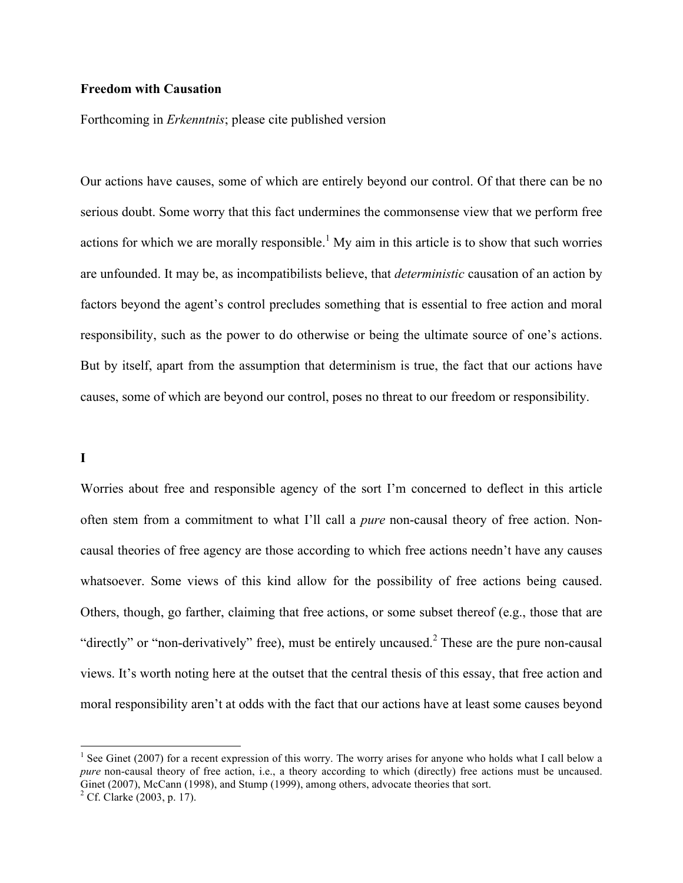# Freedom with Causation

Forthcoming in *Erkenntnis*; please cite published version

Our actions have causes, some of which are entirely beyond our control. Of that there can be no serious doubt. Some worry that this fact undermines the commonsense view that we perform free actions for which we are morally responsible.[1] My aim in this article is to show that such worries are unfounded. It may be, as incompatibilists believe, that *deterministic* causation of an action by factors beyond the agent's control precludes something that is essential to free action and moral responsibility, such as the power to do otherwise or being the ultimate source of one's actions. But by itself, apart from the assumption that determinism is true, the fact that our actions have causes, some of which are beyond our control, poses no threat to our freedom or responsibility.

## I

Worries about free and responsible agency of the sort I'm concerned to deflect in this article often stem from a commitment to what I'll call a *pure* non-causal theory of free action. Non-causal theories of free agency are those according to which free actions needn't have any causes whatsoever. Some views of this kind allow for the possibility of free actions being caused. Others, though, go farther, claiming that free actions, or some subset thereof (e.g., those that are "directly" or "non-derivatively" free), must be entirely uncaused.[2] These are the pure non-causal views. It's worth noting here at the outset that the central thesis of this essay, that free action and moral responsibility aren't at odds with the fact that our actions have at least some causes beyond

---

[1] See Ginet (2007) for a recent expression of this worry. The worry arises for anyone who holds what I call below a *pure* non-causal theory of free action, i.e., a theory according to which (directly) free actions must be uncaused. Ginet (2007), McCann (1998), and Stump (1999), among others, advocate theories that sort.

[2] Cf. Clarke (2003, p. 17).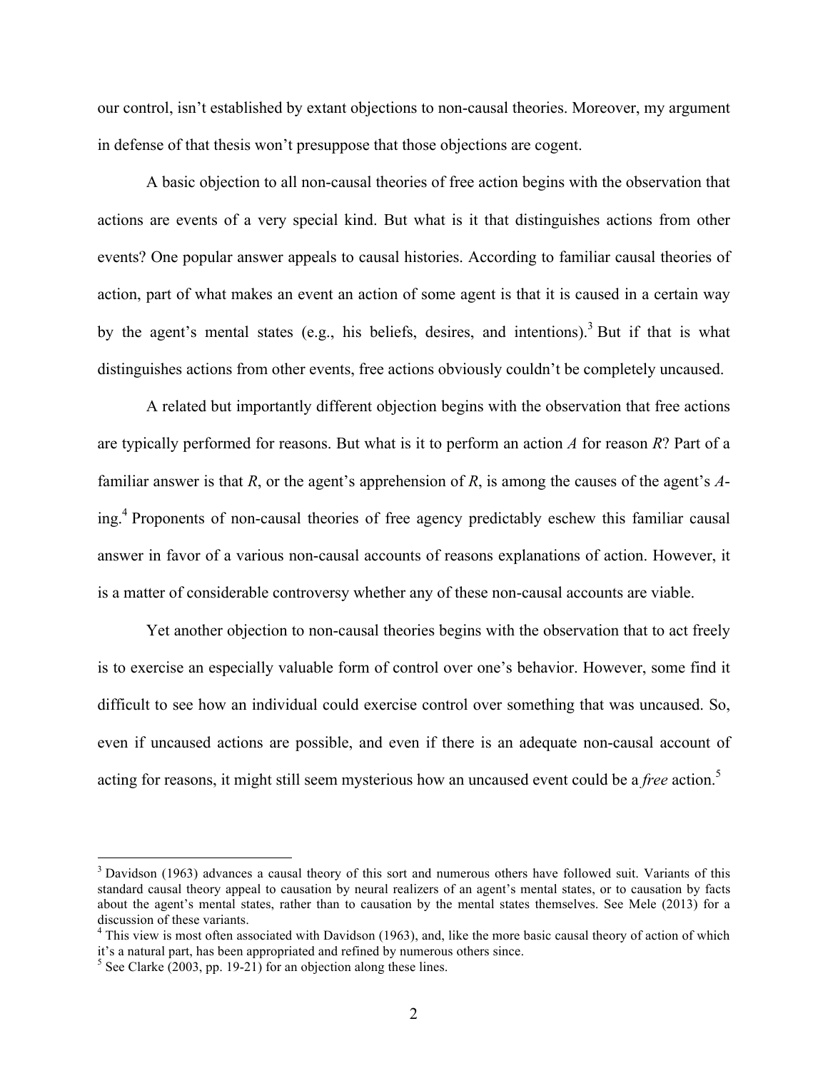our control, isn't established by extant objections to non-causal theories. Moreover, my argument in defense of that thesis won't presuppose that those objections are cogent.

A basic objection to all non-causal theories of free action begins with the observation that actions are events of a very special kind. But what is it that distinguishes actions from other events? One popular answer appeals to causal histories. According to familiar causal theories of action, part of what makes an event an action of some agent is that it is caused in a certain way by the agent's mental states (e.g., his beliefs, desires, and intentions).[3] But if that is what distinguishes actions from other events, free actions obviously couldn't be completely uncaused.

A related but importantly different objection begins with the observation that free actions are typically performed for reasons. But what is it to perform an action *A* for reason *R*? Part of a familiar answer is that *R*, or the agent's apprehension of *R*, is among the causes of the agent's *A*-ing.[4] Proponents of non-causal theories of free agency predictably eschew this familiar causal answer in favor of a various non-causal accounts of reasons explanations of action. However, it is a matter of considerable controversy whether any of these non-causal accounts are viable.

Yet another objection to non-causal theories begins with the observation that to act freely is to exercise an especially valuable form of control over one's behavior. However, some find it difficult to see how an individual could exercise control over something that was uncaused. So, even if uncaused actions are possible, and even if there is an adequate non-causal account of acting for reasons, it might still seem mysterious how an uncaused event could be a *free* action.[5]

---

[3] Davidson (1963) advances a causal theory of this sort and numerous others have followed suit. Variants of this standard causal theory appeal to causation by neural realizers of an agent's mental states, or to causation by facts about the agent's mental states, rather than to causation by the mental states themselves. See Mele (2013) for a discussion of these variants.

[4] This view is most often associated with Davidson (1963), and, like the more basic causal theory of action of which it's a natural part, has been appropriated and refined by numerous others since.

[5] See Clarke (2003, pp. 19-21) for an objection along these lines.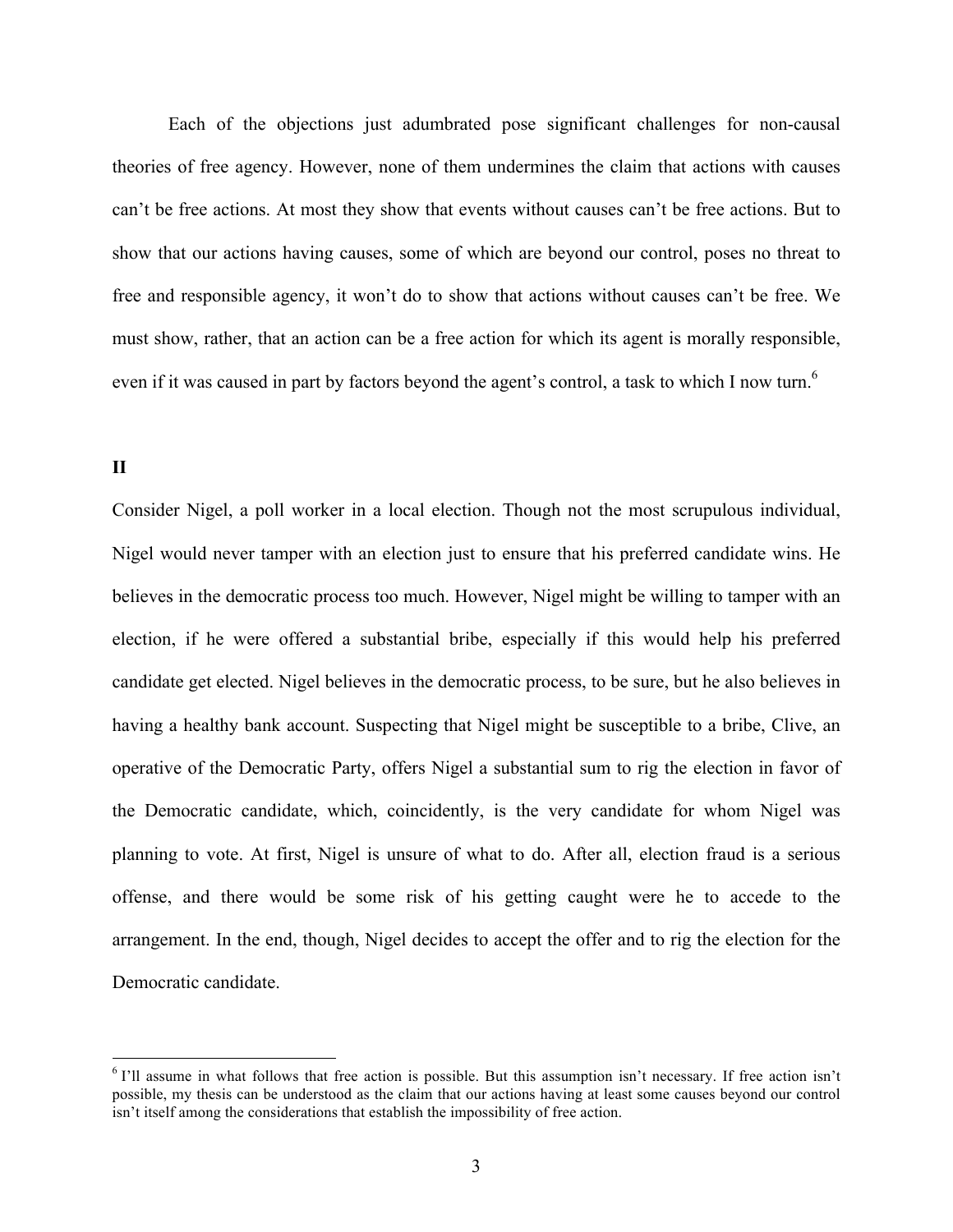Each of the objections just adumbrated pose significant challenges for non-causal theories of free agency. However, none of them undermines the claim that actions with causes can't be free actions. At most they show that events without causes can't be free actions. But to show that our actions having causes, some of which are beyond our control, poses no threat to free and responsible agency, it won't do to show that actions without causes can't be free. We must show, rather, that an action can be a free action for which its agent is morally responsible, even if it was caused in part by factors beyond the agent's control, a task to which I now turn.[6]

## II

Consider Nigel, a poll worker in a local election. Though not the most scrupulous individual, Nigel would never tamper with an election just to ensure that his preferred candidate wins. He believes in the democratic process too much. However, Nigel might be willing to tamper with an election, if he were offered a substantial bribe, especially if this would help his preferred candidate get elected. Nigel believes in the democratic process, to be sure, but he also believes in having a healthy bank account. Suspecting that Nigel might be susceptible to a bribe, Clive, an operative of the Democratic Party, offers Nigel a substantial sum to rig the election in favor of the Democratic candidate, which, coincidently, is the very candidate for whom Nigel was planning to vote. At first, Nigel is unsure of what to do. After all, election fraud is a serious offense, and there would be some risk of his getting caught were he to accede to the arrangement. In the end, though, Nigel decides to accept the offer and to rig the election for the Democratic candidate.

[6] I'll assume in what follows that free action is possible. But this assumption isn't necessary. If free action isn't possible, my thesis can be understood as the claim that our actions having at least some causes beyond our control isn't itself among the considerations that establish the impossibility of free action.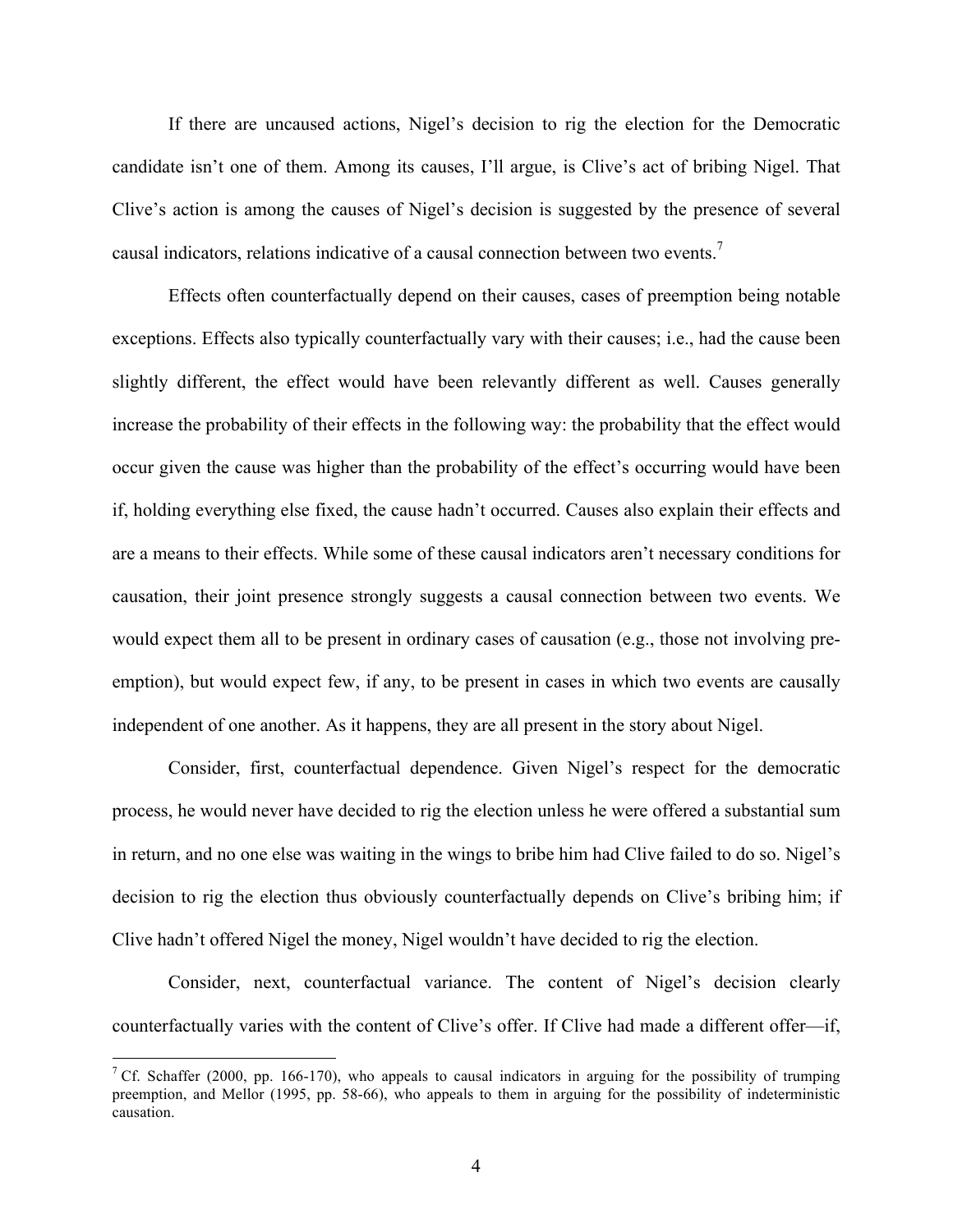If there are uncaused actions, Nigel's decision to rig the election for the Democratic candidate isn't one of them. Among its causes, I'll argue, is Clive's act of bribing Nigel. That Clive's action is among the causes of Nigel's decision is suggested by the presence of several causal indicators, relations indicative of a causal connection between two events.[7]

Effects often counterfactually depend on their causes, cases of preemption being notable exceptions. Effects also typically counterfactually vary with their causes; i.e., had the cause been slightly different, the effect would have been relevantly different as well. Causes generally increase the probability of their effects in the following way: the probability that the effect would occur given the cause was higher than the probability of the effect's occurring would have been if, holding everything else fixed, the cause hadn't occurred. Causes also explain their effects and are a means to their effects. While some of these causal indicators aren't necessary conditions for causation, their joint presence strongly suggests a causal connection between two events. We would expect them all to be present in ordinary cases of causation (e.g., those not involving pre-emption), but would expect few, if any, to be present in cases in which two events are causally independent of one another. As it happens, they are all present in the story about Nigel.

Consider, first, counterfactual dependence. Given Nigel's respect for the democratic process, he would never have decided to rig the election unless he were offered a substantial sum in return, and no one else was waiting in the wings to bribe him had Clive failed to do so. Nigel's decision to rig the election thus obviously counterfactually depends on Clive's bribing him; if Clive hadn't offered Nigel the money, Nigel wouldn't have decided to rig the election.

Consider, next, counterfactual variance. The content of Nigel's decision clearly counterfactually varies with the content of Clive's offer. If Clive had made a different offer—if,

[7] Cf. Schaffer (2000, pp. 166-170), who appeals to causal indicators in arguing for the possibility of trumping preemption, and Mellor (1995, pp. 58-66), who appeals to them in arguing for the possibility of indeterministic causation.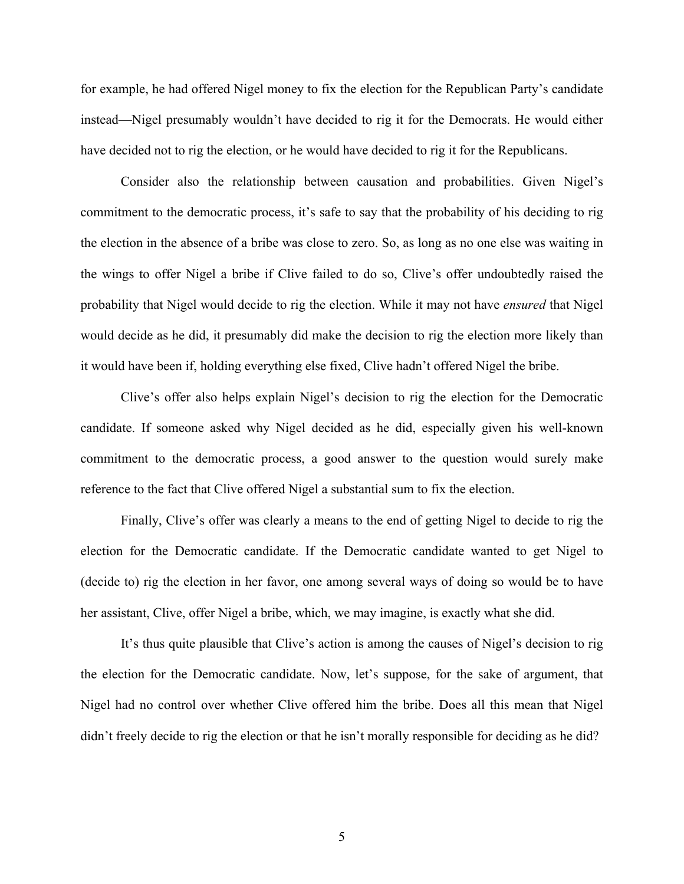for example, he had offered Nigel money to fix the election for the Republican Party's candidate instead—Nigel presumably wouldn't have decided to rig it for the Democrats. He would either have decided not to rig the election, or he would have decided to rig it for the Republicans.

Consider also the relationship between causation and probabilities. Given Nigel's commitment to the democratic process, it's safe to say that the probability of his deciding to rig the election in the absence of a bribe was close to zero. So, as long as no one else was waiting in the wings to offer Nigel a bribe if Clive failed to do so, Clive's offer undoubtedly raised the probability that Nigel would decide to rig the election. While it may not have *ensured* that Nigel would decide as he did, it presumably did make the decision to rig the election more likely than it would have been if, holding everything else fixed, Clive hadn't offered Nigel the bribe.

Clive's offer also helps explain Nigel's decision to rig the election for the Democratic candidate. If someone asked why Nigel decided as he did, especially given his well-known commitment to the democratic process, a good answer to the question would surely make reference to the fact that Clive offered Nigel a substantial sum to fix the election.

Finally, Clive's offer was clearly a means to the end of getting Nigel to decide to rig the election for the Democratic candidate. If the Democratic candidate wanted to get Nigel to (decide to) rig the election in her favor, one among several ways of doing so would be to have her assistant, Clive, offer Nigel a bribe, which, we may imagine, is exactly what she did.

It's thus quite plausible that Clive's action is among the causes of Nigel's decision to rig the election for the Democratic candidate. Now, let's suppose, for the sake of argument, that Nigel had no control over whether Clive offered him the bribe. Does all this mean that Nigel didn't freely decide to rig the election or that he isn't morally responsible for deciding as he did?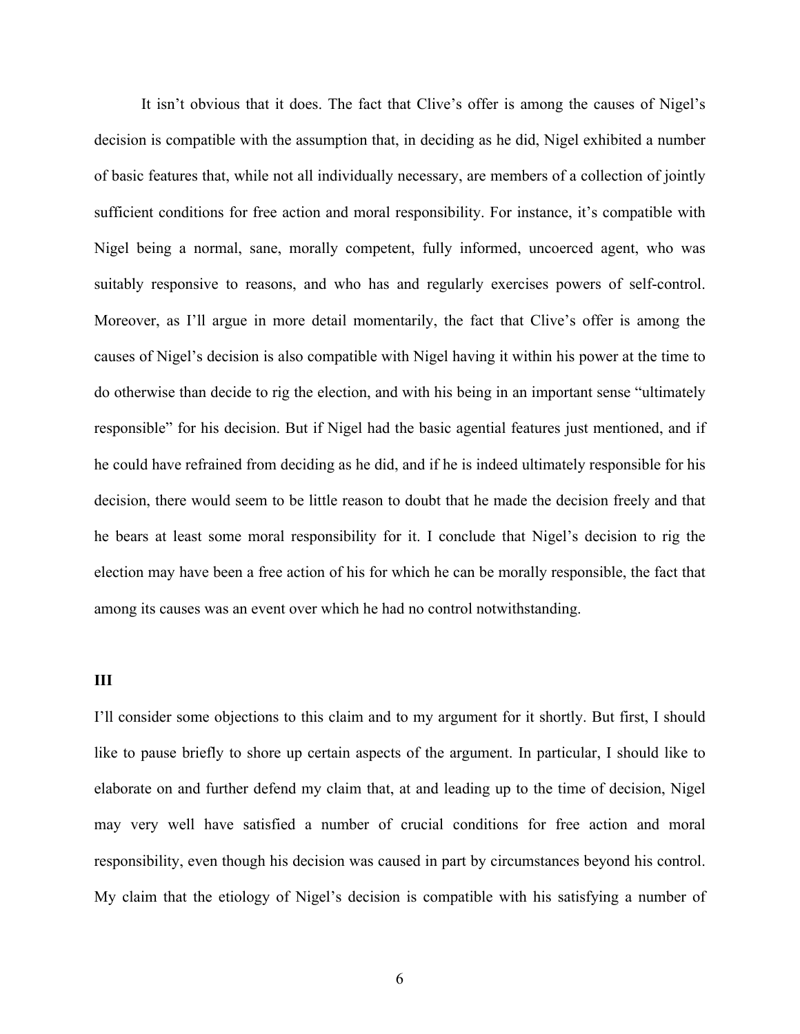It isn't obvious that it does. The fact that Clive's offer is among the causes of Nigel's decision is compatible with the assumption that, in deciding as he did, Nigel exhibited a number of basic features that, while not all individually necessary, are members of a collection of jointly sufficient conditions for free action and moral responsibility. For instance, it's compatible with Nigel being a normal, sane, morally competent, fully informed, uncoerced agent, who was suitably responsive to reasons, and who has and regularly exercises powers of self-control. Moreover, as I'll argue in more detail momentarily, the fact that Clive's offer is among the causes of Nigel's decision is also compatible with Nigel having it within his power at the time to do otherwise than decide to rig the election, and with his being in an important sense "ultimately responsible" for his decision. But if Nigel had the basic agential features just mentioned, and if he could have refrained from deciding as he did, and if he is indeed ultimately responsible for his decision, there would seem to be little reason to doubt that he made the decision freely and that he bears at least some moral responsibility for it. I conclude that Nigel's decision to rig the election may have been a free action of his for which he can be morally responsible, the fact that among its causes was an event over which he had no control notwithstanding.

**III**

I'll consider some objections to this claim and to my argument for it shortly. But first, I should like to pause briefly to shore up certain aspects of the argument. In particular, I should like to elaborate on and further defend my claim that, at and leading up to the time of decision, Nigel may very well have satisfied a number of crucial conditions for free action and moral responsibility, even though his decision was caused in part by circumstances beyond his control. My claim that the etiology of Nigel's decision is compatible with his satisfying a number of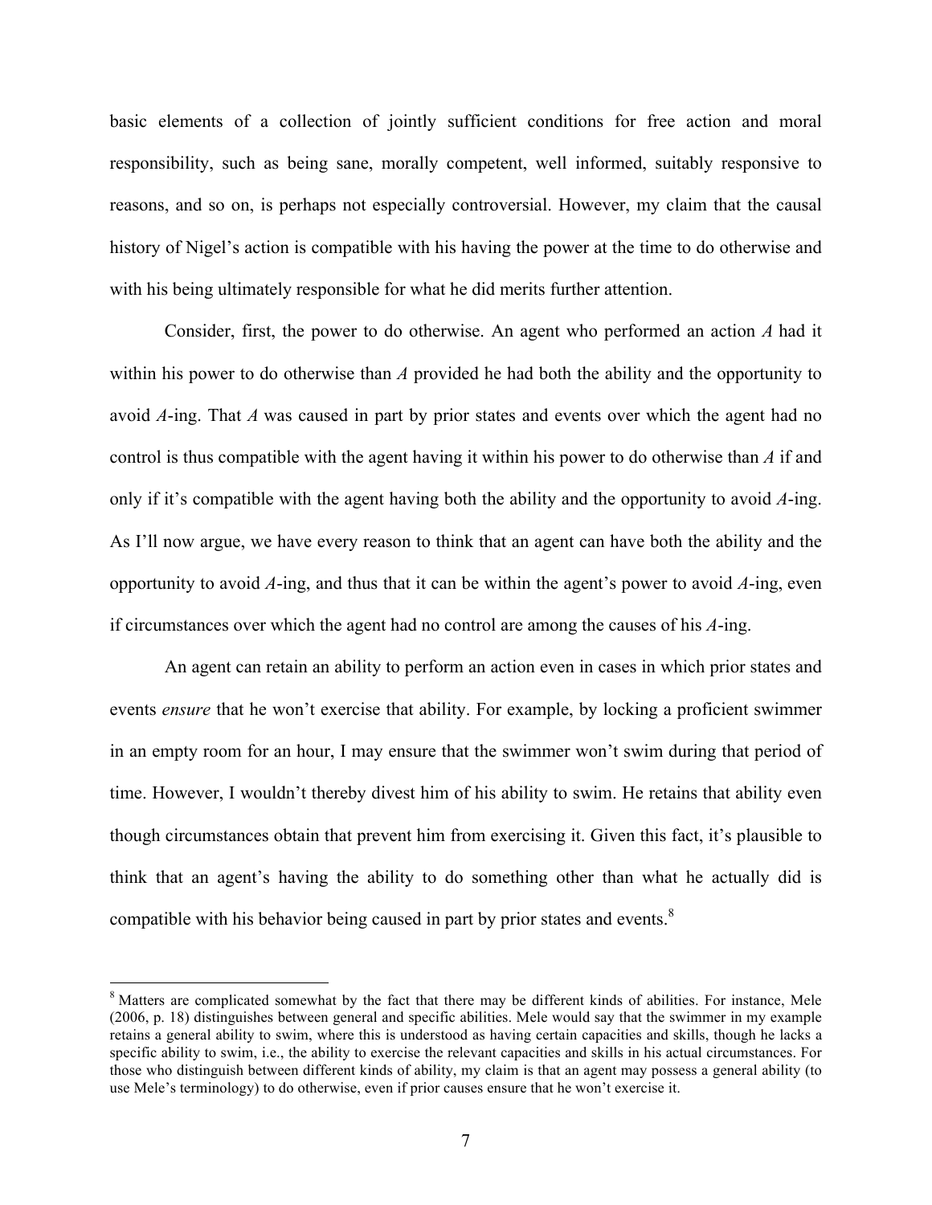basic elements of a collection of jointly sufficient conditions for free action and moral responsibility, such as being sane, morally competent, well informed, suitably responsive to reasons, and so on, is perhaps not especially controversial. However, my claim that the causal history of Nigel's action is compatible with his having the power at the time to do otherwise and with his being ultimately responsible for what he did merits further attention.

Consider, first, the power to do otherwise. An agent who performed an action *A* had it within his power to do otherwise than *A* provided he had both the ability and the opportunity to avoid *A*-ing. That *A* was caused in part by prior states and events over which the agent had no control is thus compatible with the agent having it within his power to do otherwise than *A* if and only if it's compatible with the agent having both the ability and the opportunity to avoid *A*-ing. As I'll now argue, we have every reason to think that an agent can have both the ability and the opportunity to avoid *A*-ing, and thus that it can be within the agent's power to avoid *A*-ing, even if circumstances over which the agent had no control are among the causes of his *A*-ing.

An agent can retain an ability to perform an action even in cases in which prior states and events *ensure* that he won't exercise that ability. For example, by locking a proficient swimmer in an empty room for an hour, I may ensure that the swimmer won't swim during that period of time. However, I wouldn't thereby divest him of his ability to swim. He retains that ability even though circumstances obtain that prevent him from exercising it. Given this fact, it's plausible to think that an agent's having the ability to do something other than what he actually did is compatible with his behavior being caused in part by prior states and events.[8]

[8] Matters are complicated somewhat by the fact that there may be different kinds of abilities. For instance, Mele (2006, p. 18) distinguishes between general and specific abilities. Mele would say that the swimmer in my example retains a general ability to swim, where this is understood as having certain capacities and skills, though he lacks a specific ability to swim, i.e., the ability to exercise the relevant capacities and skills in his actual circumstances. For those who distinguish between different kinds of ability, my claim is that an agent may possess a general ability (to use Mele's terminology) to do otherwise, even if prior causes ensure that he won't exercise it.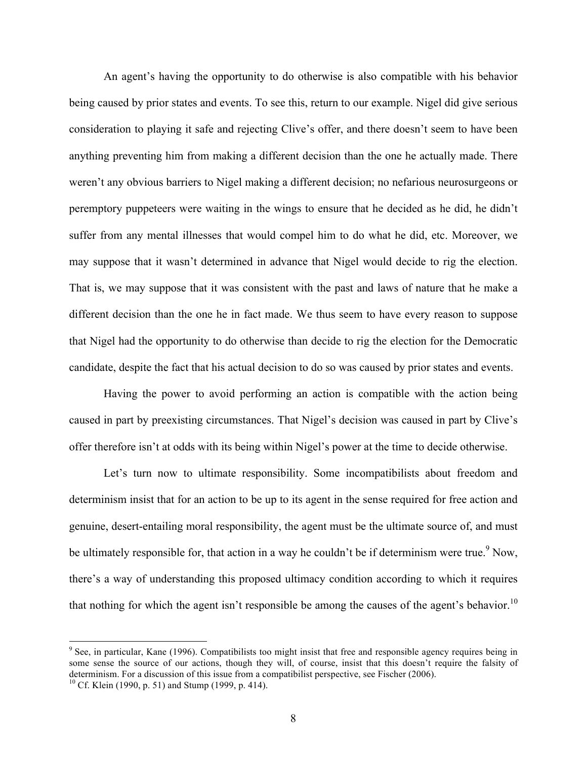An agent's having the opportunity to do otherwise is also compatible with his behavior being caused by prior states and events. To see this, return to our example. Nigel did give serious consideration to playing it safe and rejecting Clive's offer, and there doesn't seem to have been anything preventing him from making a different decision than the one he actually made. There weren't any obvious barriers to Nigel making a different decision; no nefarious neurosurgeons or peremptory puppeteers were waiting in the wings to ensure that he decided as he did, he didn't suffer from any mental illnesses that would compel him to do what he did, etc. Moreover, we may suppose that it wasn't determined in advance that Nigel would decide to rig the election. That is, we may suppose that it was consistent with the past and laws of nature that he make a different decision than the one he in fact made. We thus seem to have every reason to suppose that Nigel had the opportunity to do otherwise than decide to rig the election for the Democratic candidate, despite the fact that his actual decision to do so was caused by prior states and events.

Having the power to avoid performing an action is compatible with the action being caused in part by preexisting circumstances. That Nigel's decision was caused in part by Clive's offer therefore isn't at odds with its being within Nigel's power at the time to decide otherwise.

Let's turn now to ultimate responsibility. Some incompatibilists about freedom and determinism insist that for an action to be up to its agent in the sense required for free action and genuine, desert-entailing moral responsibility, the agent must be the ultimate source of, and must be ultimately responsible for, that action in a way he couldn't be if determinism were true.[9] Now, there's a way of understanding this proposed ultimacy condition according to which it requires that nothing for which the agent isn't responsible be among the causes of the agent's behavior.[10]

[9] See, in particular, Kane (1996). Compatibilists too might insist that free and responsible agency requires being in some sense the source of our actions, though they will, of course, insist that this doesn't require the falsity of determinism. For a discussion of this issue from a compatibilist perspective, see Fischer (2006).

[10] Cf. Klein (1990, p. 51) and Stump (1999, p. 414).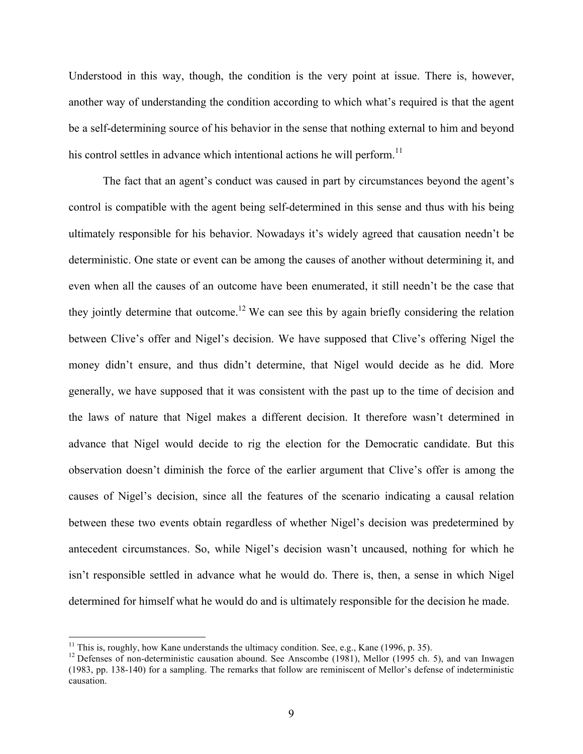Understood in this way, though, the condition is the very point at issue. There is, however, another way of understanding the condition according to which what's required is that the agent be a self-determining source of his behavior in the sense that nothing external to him and beyond his control settles in advance which intentional actions he will perform.[11]

The fact that an agent's conduct was caused in part by circumstances beyond the agent's control is compatible with the agent being self-determined in this sense and thus with his being ultimately responsible for his behavior. Nowadays it's widely agreed that causation needn't be deterministic. One state or event can be among the causes of another without determining it, and even when all the causes of an outcome have been enumerated, it still needn't be the case that they jointly determine that outcome.[12] We can see this by again briefly considering the relation between Clive's offer and Nigel's decision. We have supposed that Clive's offering Nigel the money didn't ensure, and thus didn't determine, that Nigel would decide as he did. More generally, we have supposed that it was consistent with the past up to the time of decision and the laws of nature that Nigel makes a different decision. It therefore wasn't determined in advance that Nigel would decide to rig the election for the Democratic candidate. But this observation doesn't diminish the force of the earlier argument that Clive's offer is among the causes of Nigel's decision, since all the features of the scenario indicating a causal relation between these two events obtain regardless of whether Nigel's decision was predetermined by antecedent circumstances. So, while Nigel's decision wasn't uncaused, nothing for which he isn't responsible settled in advance what he would do. There is, then, a sense in which Nigel determined for himself what he would do and is ultimately responsible for the decision he made.

---

[11] This is, roughly, how Kane understands the ultimacy condition. See, e.g., Kane (1996, p. 35).

[12] Defenses of non-deterministic causation abound. See Anscombe (1981), Mellor (1995 ch. 5), and van Inwagen (1983, pp. 138-140) for a sampling. The remarks that follow are reminiscent of Mellor's defense of indeterministic causation.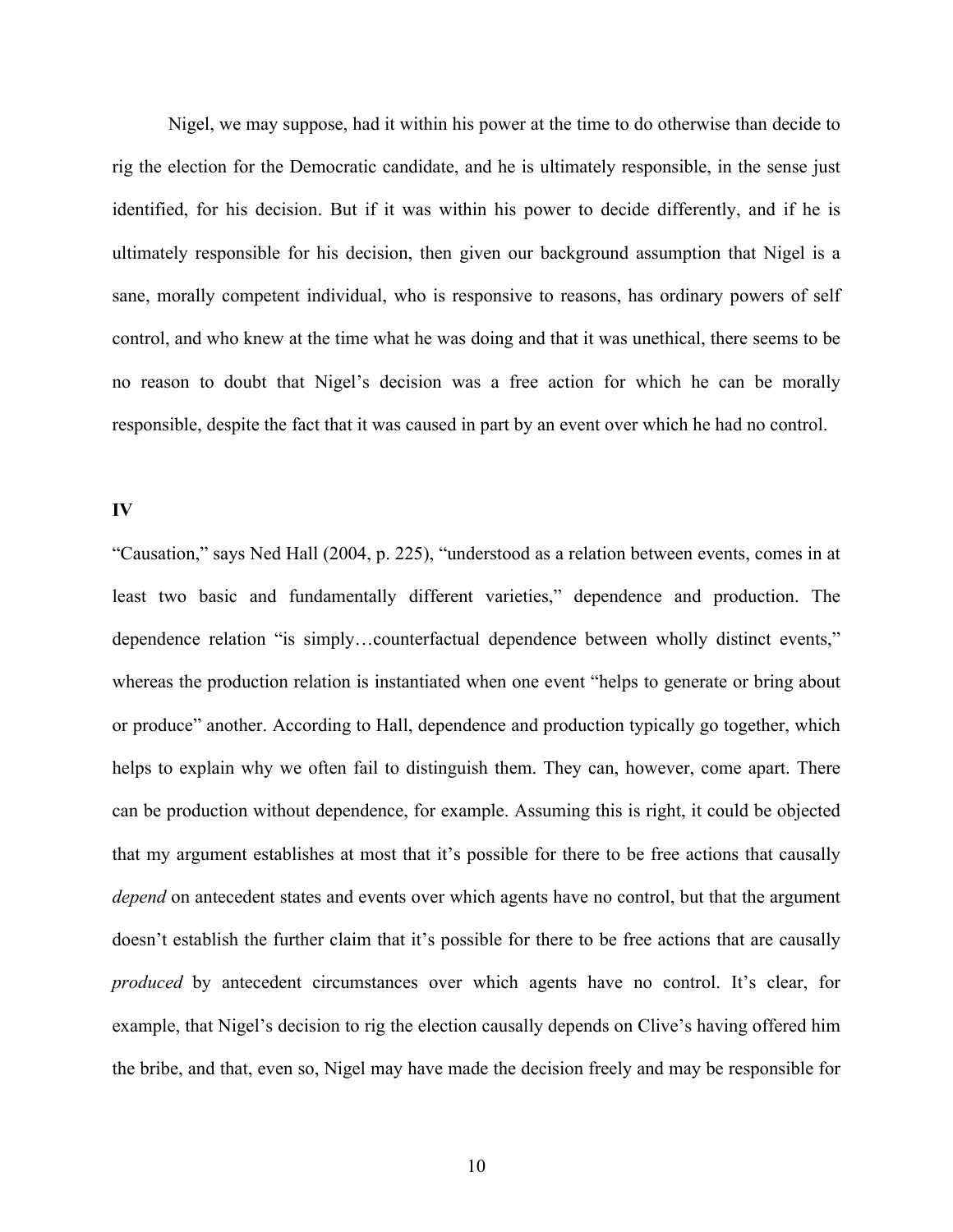Nigel, we may suppose, had it within his power at the time to do otherwise than decide to rig the election for the Democratic candidate, and he is ultimately responsible, in the sense just identified, for his decision. But if it was within his power to decide differently, and if he is ultimately responsible for his decision, then given our background assumption that Nigel is a sane, morally competent individual, who is responsive to reasons, has ordinary powers of self control, and who knew at the time what he was doing and that it was unethical, there seems to be no reason to doubt that Nigel's decision was a free action for which he can be morally responsible, despite the fact that it was caused in part by an event over which he had no control.

## IV

"Causation," says Ned Hall (2004, p. 225), "understood as a relation between events, comes in at least two basic and fundamentally different varieties," dependence and production. The dependence relation "is simply…counterfactual dependence between wholly distinct events," whereas the production relation is instantiated when one event "helps to generate or bring about or produce" another. According to Hall, dependence and production typically go together, which helps to explain why we often fail to distinguish them. They can, however, come apart. There can be production without dependence, for example. Assuming this is right, it could be objected that my argument establishes at most that it's possible for there to be free actions that causally *depend* on antecedent states and events over which agents have no control, but that the argument doesn't establish the further claim that it's possible for there to be free actions that are causally *produced* by antecedent circumstances over which agents have no control. It's clear, for example, that Nigel's decision to rig the election causally depends on Clive's having offered him the bribe, and that, even so, Nigel may have made the decision freely and may be responsible for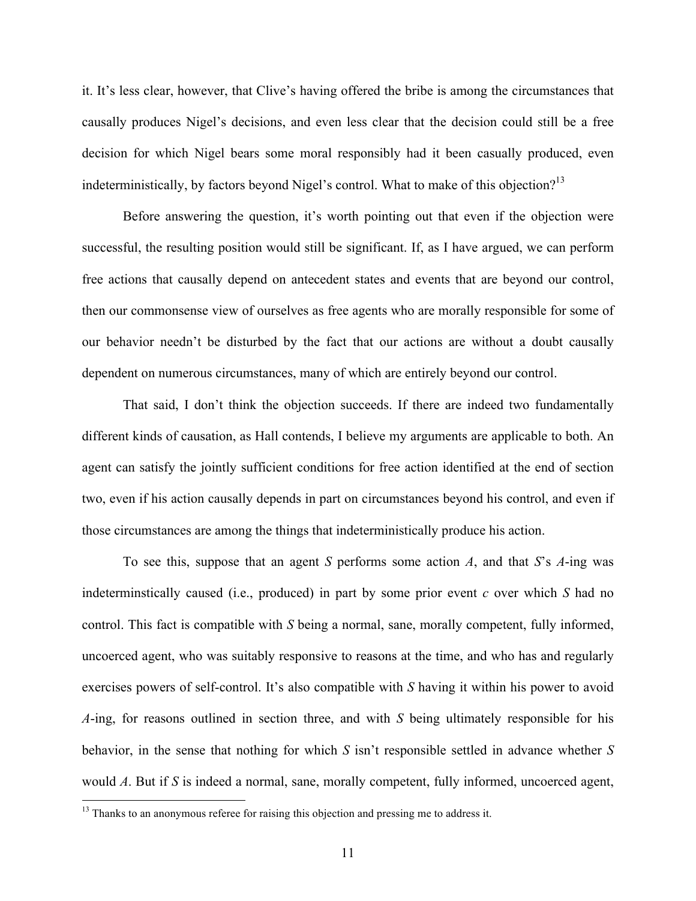it. It's less clear, however, that Clive's having offered the bribe is among the circumstances that causally produces Nigel's decisions, and even less clear that the decision could still be a free decision for which Nigel bears some moral responsibly had it been casually produced, even indeterministically, by factors beyond Nigel's control. What to make of this objection?[13]

Before answering the question, it's worth pointing out that even if the objection were successful, the resulting position would still be significant. If, as I have argued, we can perform free actions that causally depend on antecedent states and events that are beyond our control, then our commonsense view of ourselves as free agents who are morally responsible for some of our behavior needn't be disturbed by the fact that our actions are without a doubt causally dependent on numerous circumstances, many of which are entirely beyond our control.

That said, I don't think the objection succeeds. If there are indeed two fundamentally different kinds of causation, as Hall contends, I believe my arguments are applicable to both. An agent can satisfy the jointly sufficient conditions for free action identified at the end of section two, even if his action causally depends in part on circumstances beyond his control, and even if those circumstances are among the things that indeterministically produce his action.

To see this, suppose that an agent *S* performs some action *A*, and that *S*'s *A*-ing was indeterminstically caused (i.e., produced) in part by some prior event *c* over which *S* had no control. This fact is compatible with *S* being a normal, sane, morally competent, fully informed, uncoerced agent, who was suitably responsive to reasons at the time, and who has and regularly exercises powers of self-control. It's also compatible with *S* having it within his power to avoid *A*-ing, for reasons outlined in section three, and with *S* being ultimately responsible for his behavior, in the sense that nothing for which *S* isn't responsible settled in advance whether *S* would *A*. But if *S* is indeed a normal, sane, morally competent, fully informed, uncoerced agent,

---

[13] Thanks to an anonymous referee for raising this objection and pressing me to address it.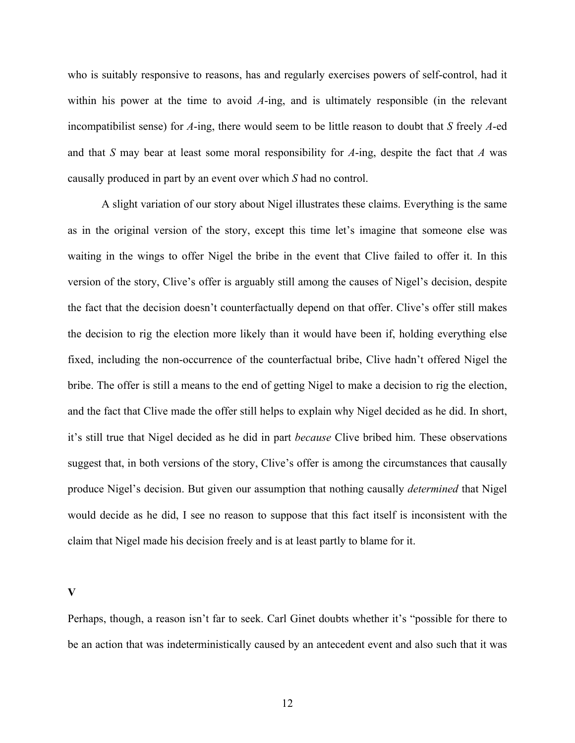who is suitably responsive to reasons, has and regularly exercises powers of self-control, had it within his power at the time to avoid *A*-ing, and is ultimately responsible (in the relevant incompatibilist sense) for *A*-ing, there would seem to be little reason to doubt that *S* freely *A*-ed and that *S* may bear at least some moral responsibility for *A*-ing, despite the fact that *A* was causally produced in part by an event over which *S* had no control.

A slight variation of our story about Nigel illustrates these claims. Everything is the same as in the original version of the story, except this time let's imagine that someone else was waiting in the wings to offer Nigel the bribe in the event that Clive failed to offer it. In this version of the story, Clive's offer is arguably still among the causes of Nigel's decision, despite the fact that the decision doesn't counterfactually depend on that offer. Clive's offer still makes the decision to rig the election more likely than it would have been if, holding everything else fixed, including the non-occurrence of the counterfactual bribe, Clive hadn't offered Nigel the bribe. The offer is still a means to the end of getting Nigel to make a decision to rig the election, and the fact that Clive made the offer still helps to explain why Nigel decided as he did. In short, it's still true that Nigel decided as he did in part *because* Clive bribed him. These observations suggest that, in both versions of the story, Clive's offer is among the circumstances that causally produce Nigel's decision. But given our assumption that nothing causally *determined* that Nigel would decide as he did, I see no reason to suppose that this fact itself is inconsistent with the claim that Nigel made his decision freely and is at least partly to blame for it.

## V

Perhaps, though, a reason isn't far to seek. Carl Ginet doubts whether it's "possible for there to be an action that was indeterministically caused by an antecedent event and also such that it was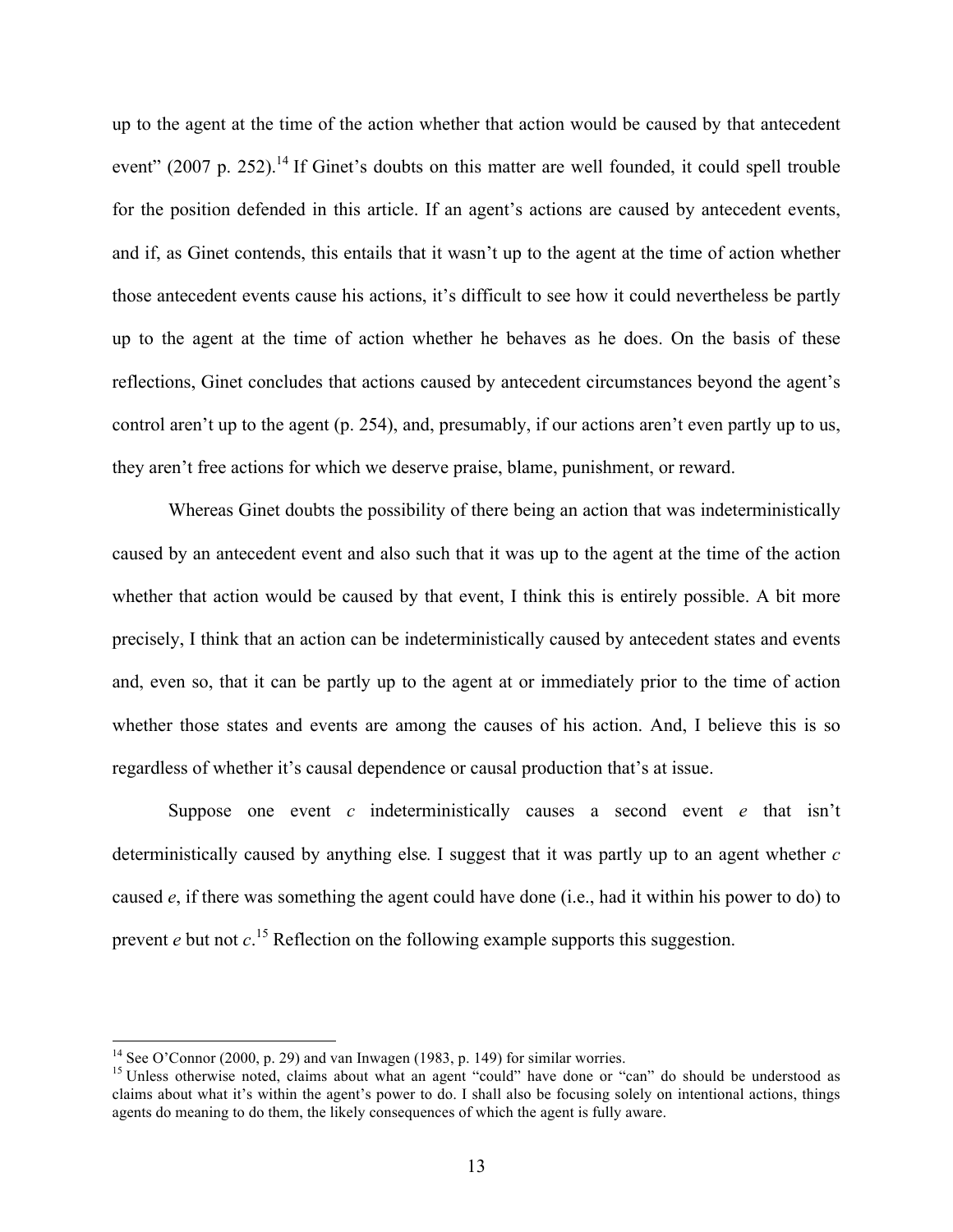up to the agent at the time of the action whether that action would be caused by that antecedent event" (2007 p. 252).[14] If Ginet's doubts on this matter are well founded, it could spell trouble for the position defended in this article. If an agent's actions are caused by antecedent events, and if, as Ginet contends, this entails that it wasn't up to the agent at the time of action whether those antecedent events cause his actions, it's difficult to see how it could nevertheless be partly up to the agent at the time of action whether he behaves as he does. On the basis of these reflections, Ginet concludes that actions caused by antecedent circumstances beyond the agent's control aren't up to the agent (p. 254), and, presumably, if our actions aren't even partly up to us, they aren't free actions for which we deserve praise, blame, punishment, or reward.

Whereas Ginet doubts the possibility of there being an action that was indeterministically caused by an antecedent event and also such that it was up to the agent at the time of the action whether that action would be caused by that event, I think this is entirely possible. A bit more precisely, I think that an action can be indeterministically caused by antecedent states and events and, even so, that it can be partly up to the agent at or immediately prior to the time of action whether those states and events are among the causes of his action. And, I believe this is so regardless of whether it's causal dependence or causal production that's at issue.

Suppose one event *c* indeterministically causes a second event *e* that isn't deterministically caused by anything else. I suggest that it was partly up to an agent whether *c* caused *e*, if there was something the agent could have done (i.e., had it within his power to do) to prevent *e* but not *c*.[15] Reflection on the following example supports this suggestion.

---

[14] See O'Connor (2000, p. 29) and van Inwagen (1983, p. 149) for similar worries.

[15] Unless otherwise noted, claims about what an agent "could" have done or "can" do should be understood as claims about what it's within the agent's power to do. I shall also be focusing solely on intentional actions, things agents do meaning to do them, the likely consequences of which the agent is fully aware.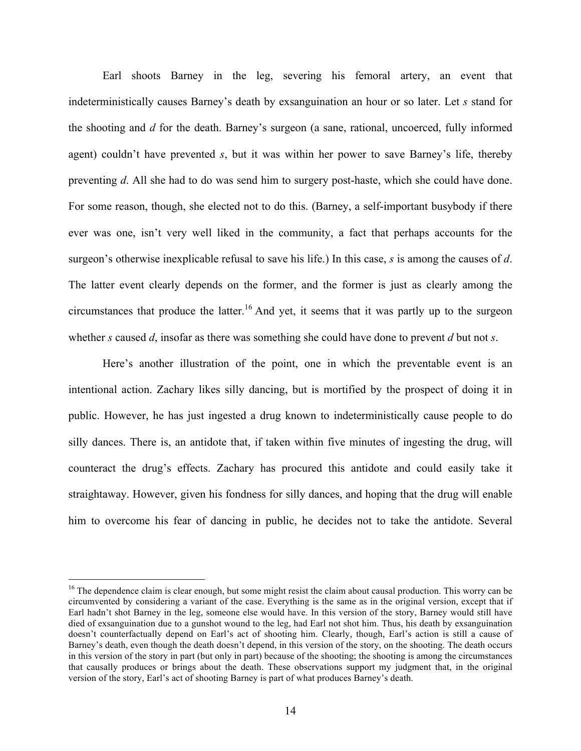Earl shoots Barney in the leg, severing his femoral artery, an event that indeterministically causes Barney's death by exsanguination an hour or so later. Let *s* stand for the shooting and *d* for the death. Barney's surgeon (a sane, rational, uncoerced, fully informed agent) couldn't have prevented *s*, but it was within her power to save Barney's life, thereby preventing *d*. All she had to do was send him to surgery post-haste, which she could have done. For some reason, though, she elected not to do this. (Barney, a self-important busybody if there ever was one, isn't very well liked in the community, a fact that perhaps accounts for the surgeon's otherwise inexplicable refusal to save his life.) In this case, *s* is among the causes of *d*. The latter event clearly depends on the former, and the former is just as clearly among the circumstances that produce the latter.[16] And yet, it seems that it was partly up to the surgeon whether *s* caused *d*, insofar as there was something she could have done to prevent *d* but not *s*.

Here's another illustration of the point, one in which the preventable event is an intentional action. Zachary likes silly dancing, but is mortified by the prospect of doing it in public. However, he has just ingested a drug known to indeterministically cause people to do silly dances. There is, an antidote that, if taken within five minutes of ingesting the drug, will counteract the drug's effects. Zachary has procured this antidote and could easily take it straightaway. However, given his fondness for silly dances, and hoping that the drug will enable him to overcome his fear of dancing in public, he decides not to take the antidote. Several

[16] The dependence claim is clear enough, but some might resist the claim about causal production. This worry can be circumvented by considering a variant of the case. Everything is the same as in the original version, except that if Earl hadn't shot Barney in the leg, someone else would have. In this version of the story, Barney would still have died of exsanguination due to a gunshot wound to the leg, had Earl not shot him. Thus, his death by exsanguination doesn't counterfactually depend on Earl's act of shooting him. Clearly, though, Earl's action is still a cause of Barney's death, even though the death doesn't depend, in this version of the story, on the shooting. The death occurs in this version of the story in part (but only in part) because of the shooting; the shooting is among the circumstances that causally produces or brings about the death. These observations support my judgment that, in the original version of the story, Earl's act of shooting Barney is part of what produces Barney's death.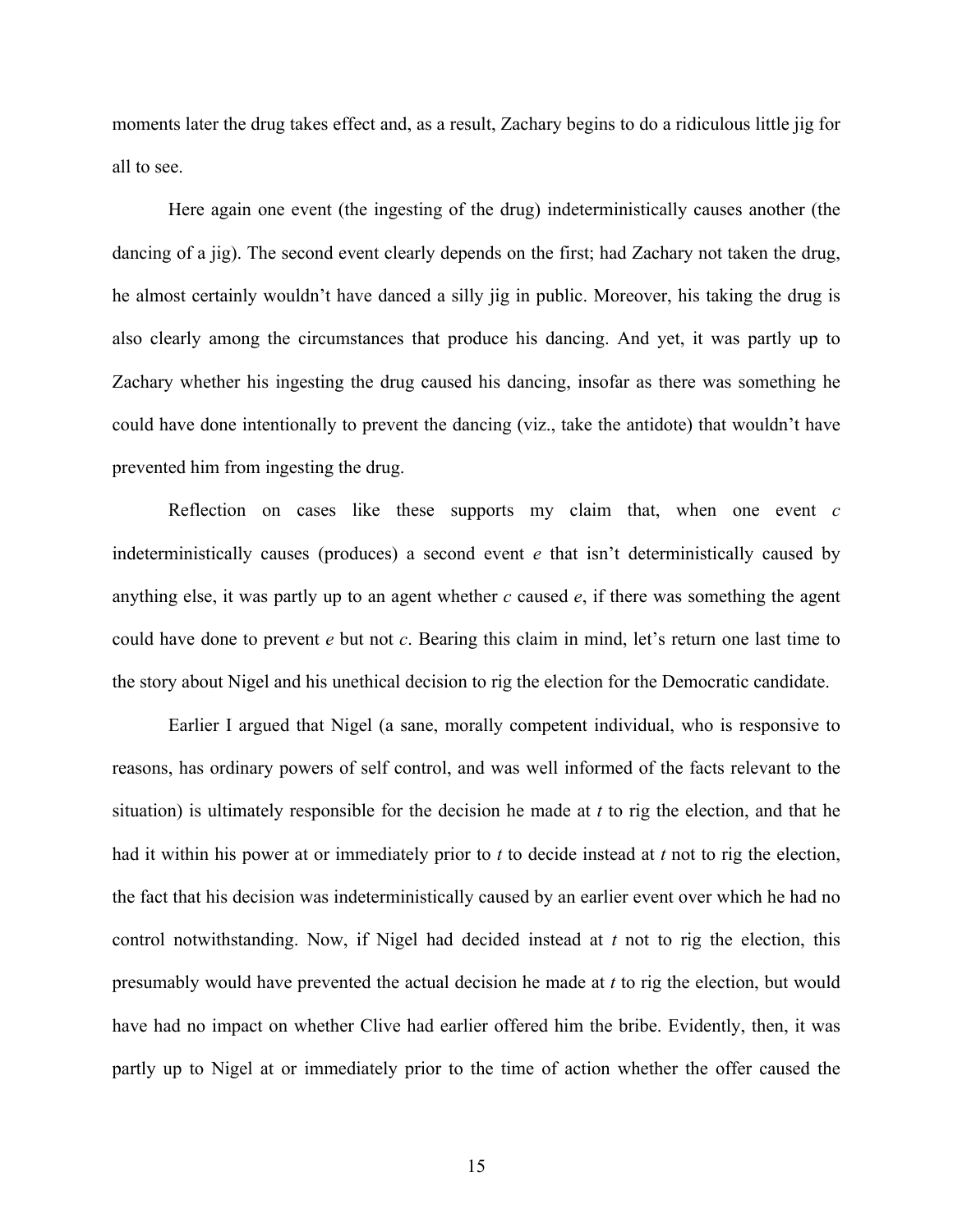moments later the drug takes effect and, as a result, Zachary begins to do a ridiculous little jig for all to see.

Here again one event (the ingesting of the drug) indeterministically causes another (the dancing of a jig). The second event clearly depends on the first; had Zachary not taken the drug, he almost certainly wouldn't have danced a silly jig in public. Moreover, his taking the drug is also clearly among the circumstances that produce his dancing. And yet, it was partly up to Zachary whether his ingesting the drug caused his dancing, insofar as there was something he could have done intentionally to prevent the dancing (viz., take the antidote) that wouldn't have prevented him from ingesting the drug.

Reflection on cases like these supports my claim that, when one event *c* indeterministically causes (produces) a second event *e* that isn't deterministically caused by anything else, it was partly up to an agent whether *c* caused *e*, if there was something the agent could have done to prevent *e* but not *c*. Bearing this claim in mind, let's return one last time to the story about Nigel and his unethical decision to rig the election for the Democratic candidate.

Earlier I argued that Nigel (a sane, morally competent individual, who is responsive to reasons, has ordinary powers of self control, and was well informed of the facts relevant to the situation) is ultimately responsible for the decision he made at *t* to rig the election, and that he had it within his power at or immediately prior to *t* to decide instead at *t* not to rig the election, the fact that his decision was indeterministically caused by an earlier event over which he had no control notwithstanding. Now, if Nigel had decided instead at *t* not to rig the election, this presumably would have prevented the actual decision he made at *t* to rig the election, but would have had no impact on whether Clive had earlier offered him the bribe. Evidently, then, it was partly up to Nigel at or immediately prior to the time of action whether the offer caused the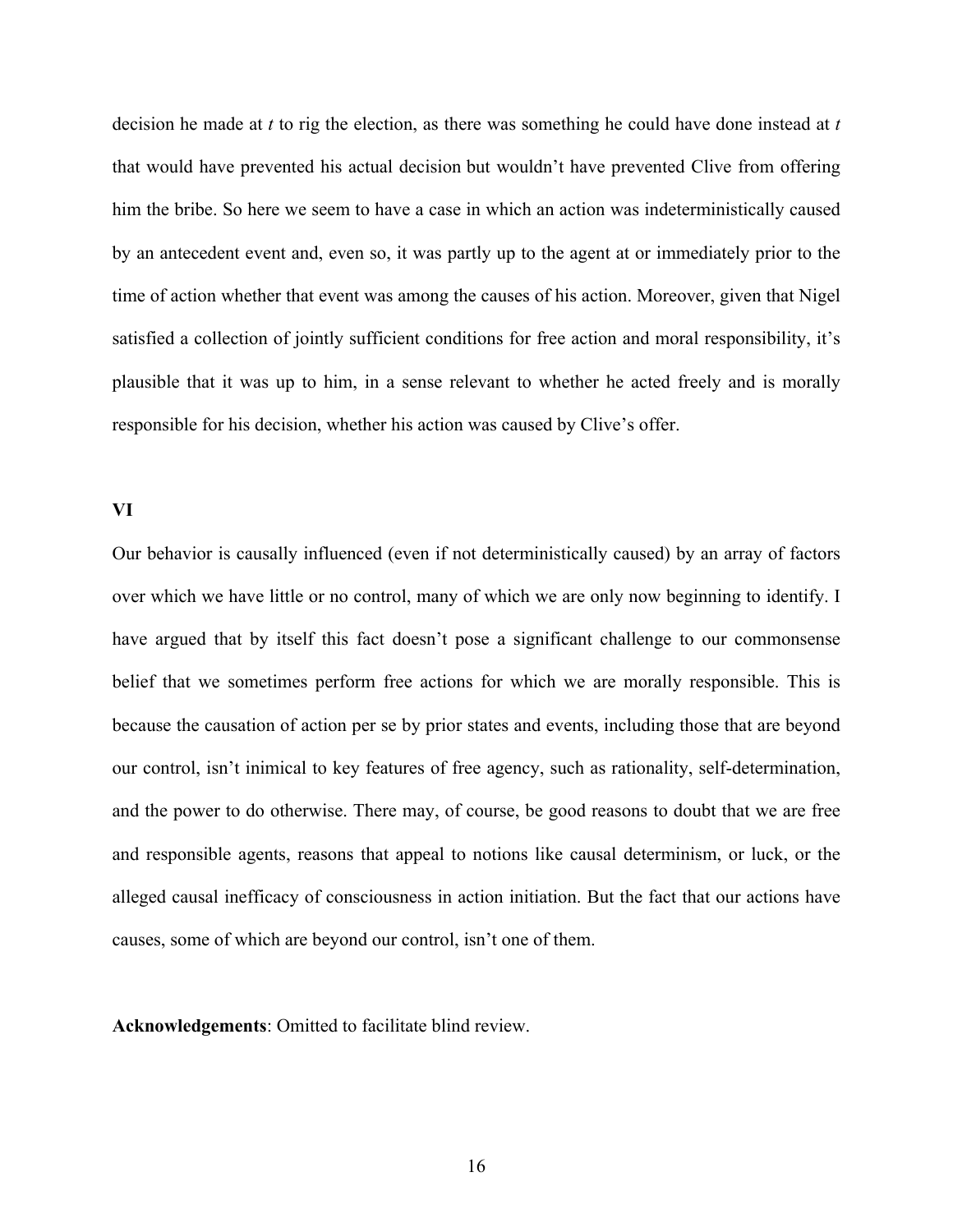decision he made at *t* to rig the election, as there was something he could have done instead at *t* that would have prevented his actual decision but wouldn't have prevented Clive from offering him the bribe. So here we seem to have a case in which an action was indeterministically caused by an antecedent event and, even so, it was partly up to the agent at or immediately prior to the time of action whether that event was among the causes of his action. Moreover, given that Nigel satisfied a collection of jointly sufficient conditions for free action and moral responsibility, it's plausible that it was up to him, in a sense relevant to whether he acted freely and is morally responsible for his decision, whether his action was caused by Clive's offer.

## VI

Our behavior is causally influenced (even if not deterministically caused) by an array of factors over which we have little or no control, many of which we are only now beginning to identify. I have argued that by itself this fact doesn't pose a significant challenge to our commonsense belief that we sometimes perform free actions for which we are morally responsible. This is because the causation of action per se by prior states and events, including those that are beyond our control, isn't inimical to key features of free agency, such as rationality, self-determination, and the power to do otherwise. There may, of course, be good reasons to doubt that we are free and responsible agents, reasons that appeal to notions like causal determinism, or luck, or the alleged causal inefficacy of consciousness in action initiation. But the fact that our actions have causes, some of which are beyond our control, isn't one of them.

**Acknowledgements**: Omitted to facilitate blind review.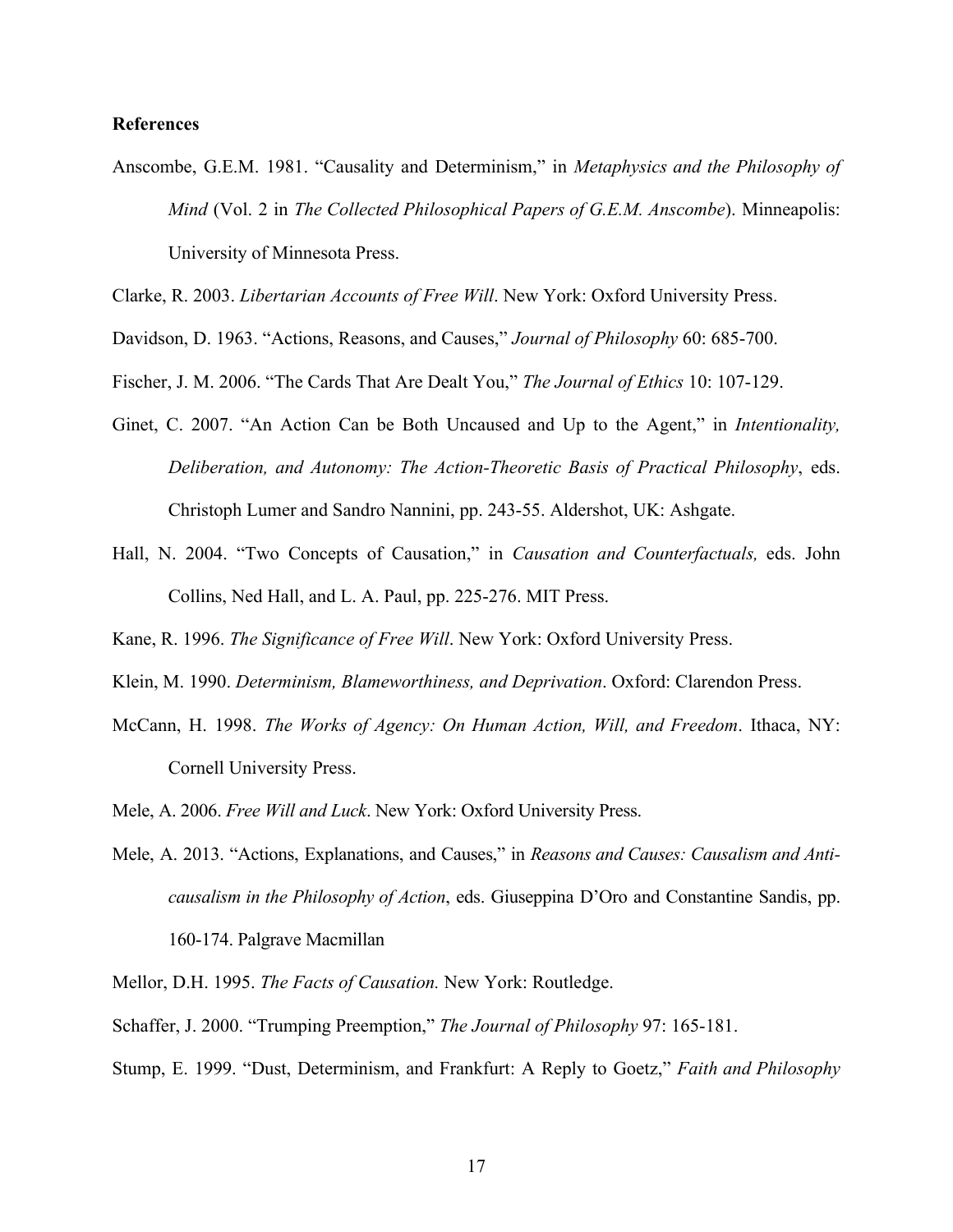**References**

Anscombe, G.E.M. 1981. "Causality and Determinism," in *Metaphysics and the Philosophy of Mind* (Vol. 2 in *The Collected Philosophical Papers of G.E.M. Anscombe*). Minneapolis: University of Minnesota Press.

Clarke, R. 2003. *Libertarian Accounts of Free Will*. New York: Oxford University Press.

Davidson, D. 1963. "Actions, Reasons, and Causes," *Journal of Philosophy* 60: 685-700.

Fischer, J. M. 2006. "The Cards That Are Dealt You," *The Journal of Ethics* 10: 107-129.

Ginet, C. 2007. "An Action Can be Both Uncaused and Up to the Agent," in *Intentionality, Deliberation, and Autonomy: The Action-Theoretic Basis of Practical Philosophy*, eds. Christoph Lumer and Sandro Nannini, pp. 243-55. Aldershot, UK: Ashgate.

Hall, N. 2004. "Two Concepts of Causation," in *Causation and Counterfactuals,* eds. John Collins, Ned Hall, and L. A. Paul, pp. 225-276. MIT Press.

Kane, R. 1996. *The Significance of Free Will*. New York: Oxford University Press.

Klein, M. 1990. *Determinism, Blameworthiness, and Deprivation*. Oxford: Clarendon Press.

McCann, H. 1998. *The Works of Agency: On Human Action, Will, and Freedom*. Ithaca, NY: Cornell University Press.

Mele, A. 2006. *Free Will and Luck*. New York: Oxford University Press.

Mele, A. 2013. "Actions, Explanations, and Causes," in *Reasons and Causes: Causalism and Anti-causalism in the Philosophy of Action*, eds. Giuseppina D'Oro and Constantine Sandis, pp. 160-174. Palgrave Macmillan

Mellor, D.H. 1995. *The Facts of Causation.* New York: Routledge.

Schaffer, J. 2000. "Trumping Preemption," *The Journal of Philosophy* 97: 165-181.

Stump, E. 1999. "Dust, Determinism, and Frankfurt: A Reply to Goetz," *Faith and Philosophy*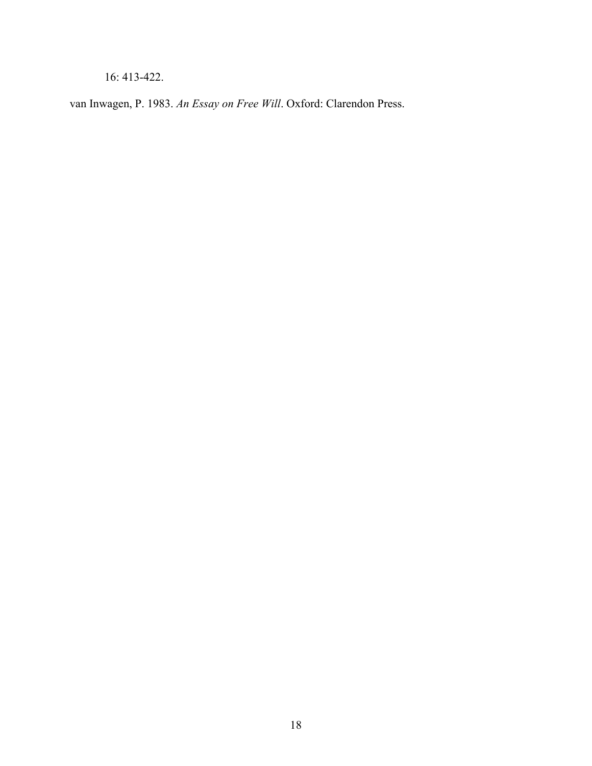16: 413-422.

van Inwagen, P. 1983. *An Essay on Free Will*. Oxford: Clarendon Press.